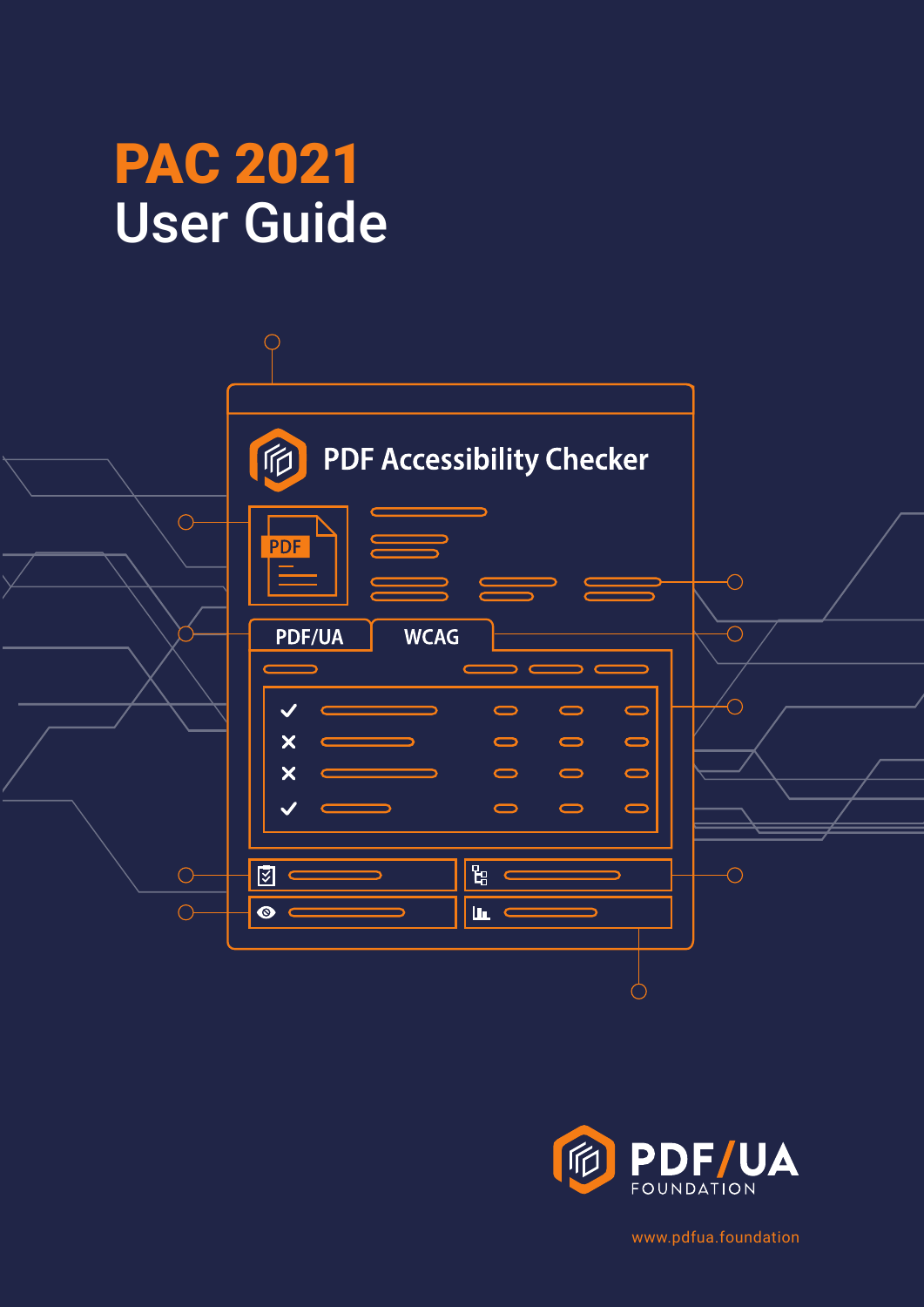# PAC 2021
# User Guide

PDF Accessibility Checker

PDF/UA

WCAG

PDF/UA FOUNDATION

www.pdfua.foundation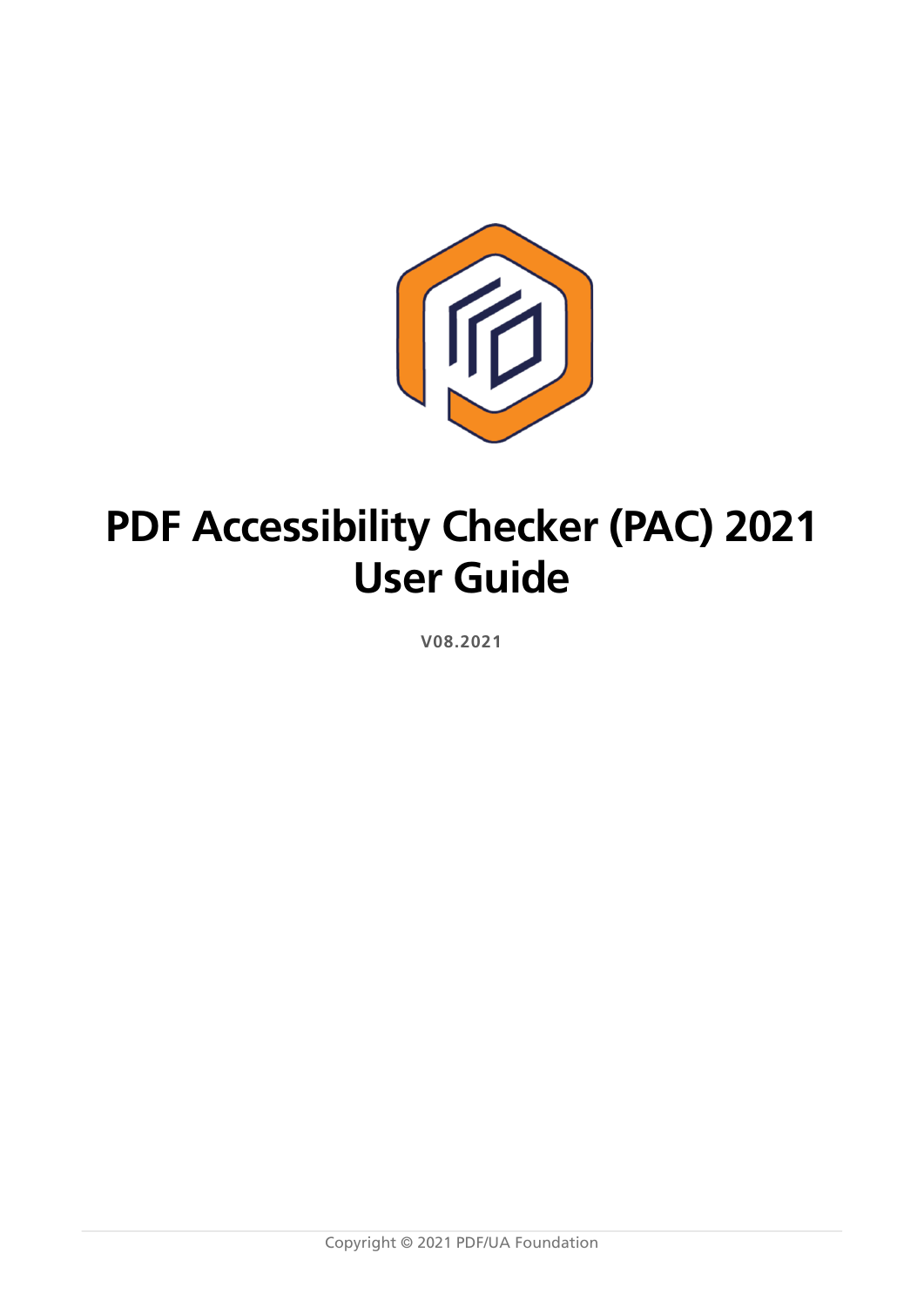# PDF Accessibility Checker (PAC) 2021 User Guide

**V08.2021**

Copyright © 2021 PDF/UA Foundation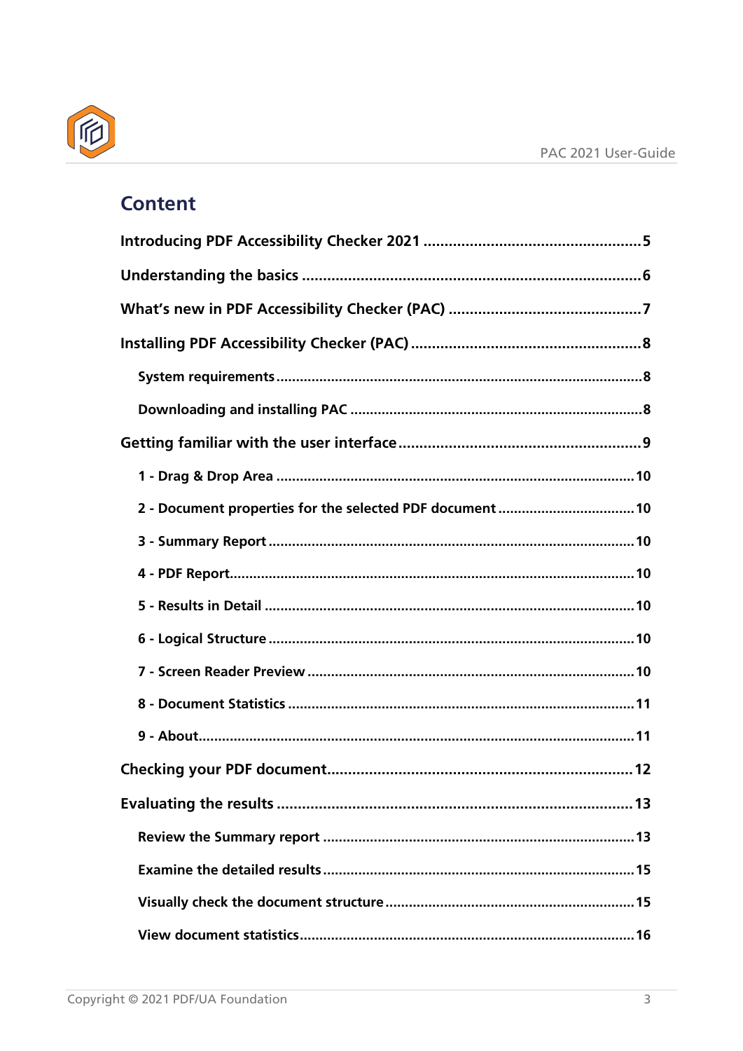# Content

**Introducing PDF Accessibility Checker 2021** ..... 5

**Understanding the basics** ..... 6

**What's new in PDF Accessibility Checker (PAC)** ..... 7

**Installing PDF Accessibility Checker (PAC)** ..... 8

- **System requirements** ..... 8
- **Downloading and installing PAC** ..... 8

**Getting familiar with the user interface** ..... 9

- **1 - Drag & Drop Area** ..... 10
- **2 - Document properties for the selected PDF document** ..... 10
- **3 - Summary Report** ..... 10
- **4 - PDF Report** ..... 10
- **5 - Results in Detail** ..... 10
- **6 - Logical Structure** ..... 10
- **7 - Screen Reader Preview** ..... 10
- **8 - Document Statistics** ..... 11
- **9 - About** ..... 11

**Checking your PDF document** ..... 12

**Evaluating the results** ..... 13

- **Review the Summary report** ..... 13
- **Examine the detailed results** ..... 15
- **Visually check the document structure** ..... 15
- **View document statistics** ..... 16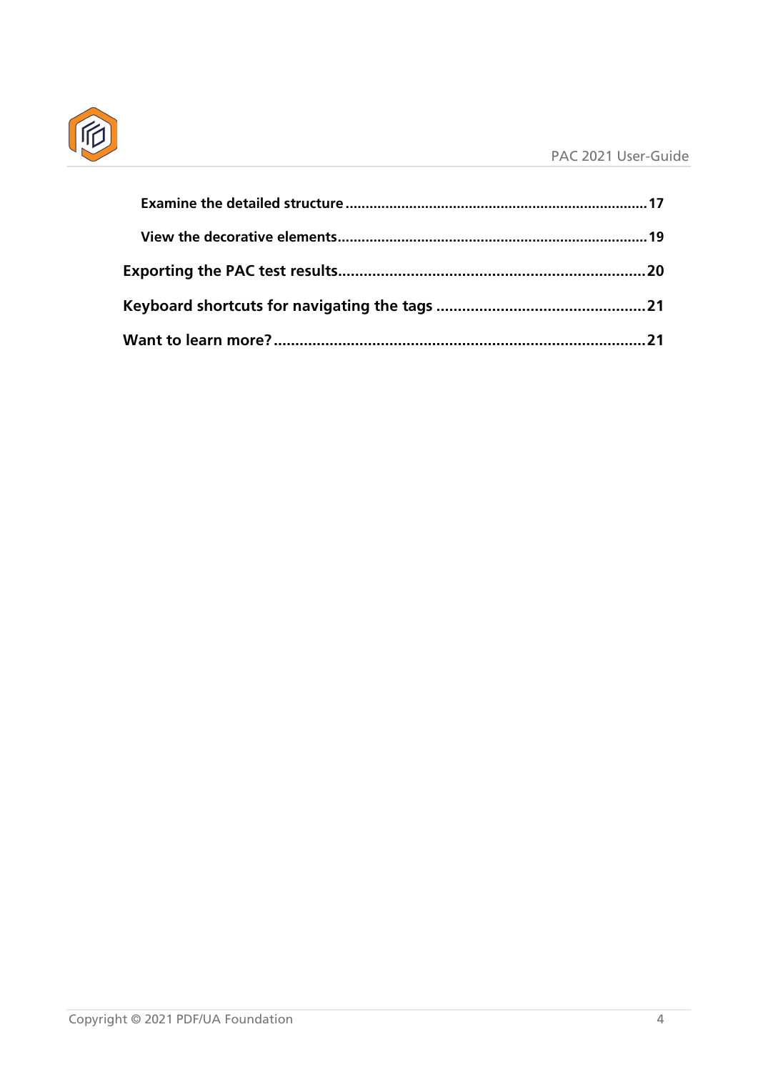**Examine the detailed structure** ........................................................................... 17

**View the decorative elements** ............................................................................. 19

**Exporting the PAC test results** ................................................................................ 20

**Keyboard shortcuts for navigating the tags** .............................................................. 21

**Want to learn more?** ................................................................................................ 21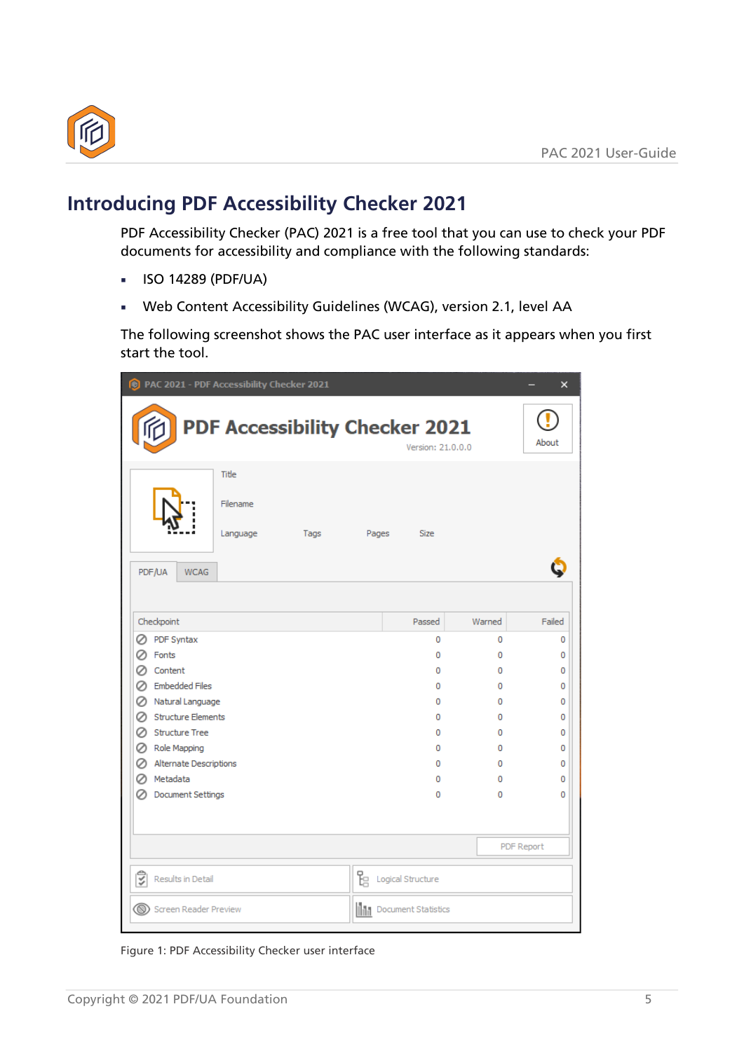# Introducing PDF Accessibility Checker 2021

PDF Accessibility Checker (PAC) 2021 is a free tool that you can use to check your PDF documents for accessibility and compliance with the following standards:

- ISO 14289 (PDF/UA)
- Web Content Accessibility Guidelines (WCAG), version 2.1, level AA

The following screenshot shows the PAC user interface as it appears when you first start the tool.

Figure 1: PDF Accessibility Checker user interface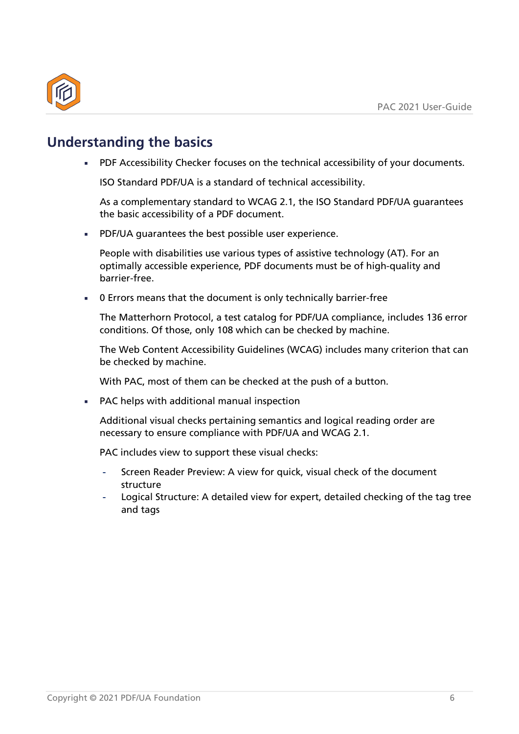## Understanding the basics

- PDF Accessibility Checker focuses on the technical accessibility of your documents.

  ISO Standard PDF/UA is a standard of technical accessibility.

  As a complementary standard to WCAG 2.1, the ISO Standard PDF/UA guarantees the basic accessibility of a PDF document.

- PDF/UA guarantees the best possible user experience.

  People with disabilities use various types of assistive technology (AT). For an optimally accessible experience, PDF documents must be of high-quality and barrier-free.

- 0 Errors means that the document is only technically barrier-free

  The Matterhorn Protocol, a test catalog for PDF/UA compliance, includes 136 error conditions. Of those, only 108 which can be checked by machine.

  The Web Content Accessibility Guidelines (WCAG) includes many criterion that can be checked by machine.

  With PAC, most of them can be checked at the push of a button.

- PAC helps with additional manual inspection

  Additional visual checks pertaining semantics and logical reading order are necessary to ensure compliance with PDF/UA and WCAG 2.1.

  PAC includes view to support these visual checks:

  - Screen Reader Preview: A view for quick, visual check of the document structure
  - Logical Structure: A detailed view for expert, detailed checking of the tag tree and tags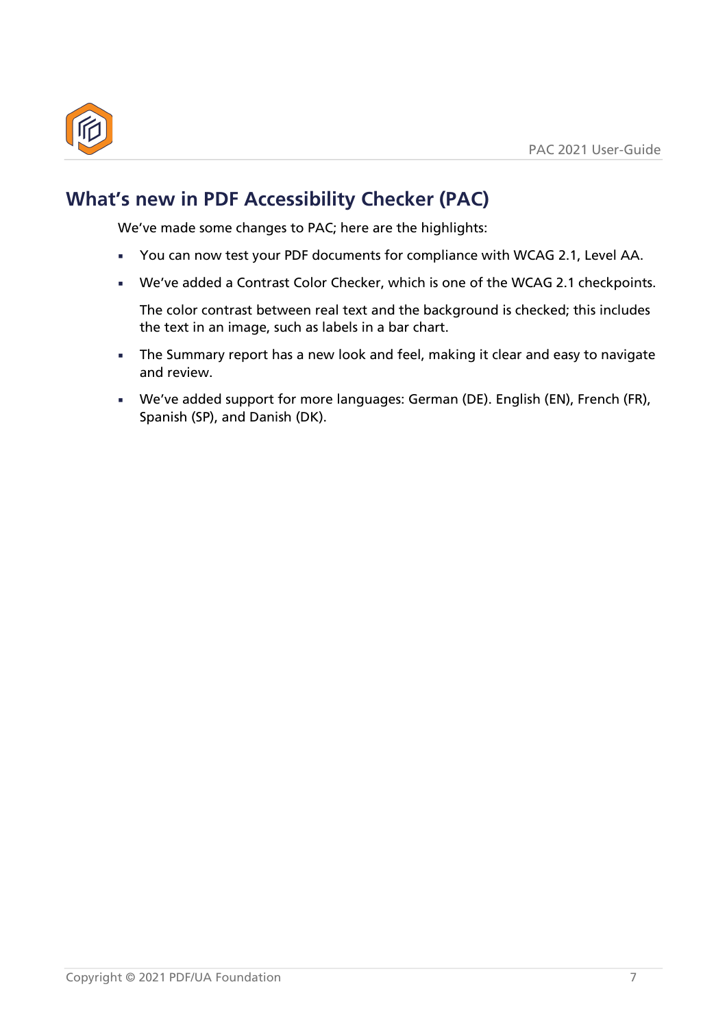# What's new in PDF Accessibility Checker (PAC)

We've made some changes to PAC; here are the highlights:

- You can now test your PDF documents for compliance with WCAG 2.1, Level AA.
- We've added a Contrast Color Checker, which is one of the WCAG 2.1 checkpoints.

  The color contrast between real text and the background is checked; this includes the text in an image, such as labels in a bar chart.
- The Summary report has a new look and feel, making it clear and easy to navigate and review.
- We've added support for more languages: German (DE). English (EN), French (FR), Spanish (SP), and Danish (DK).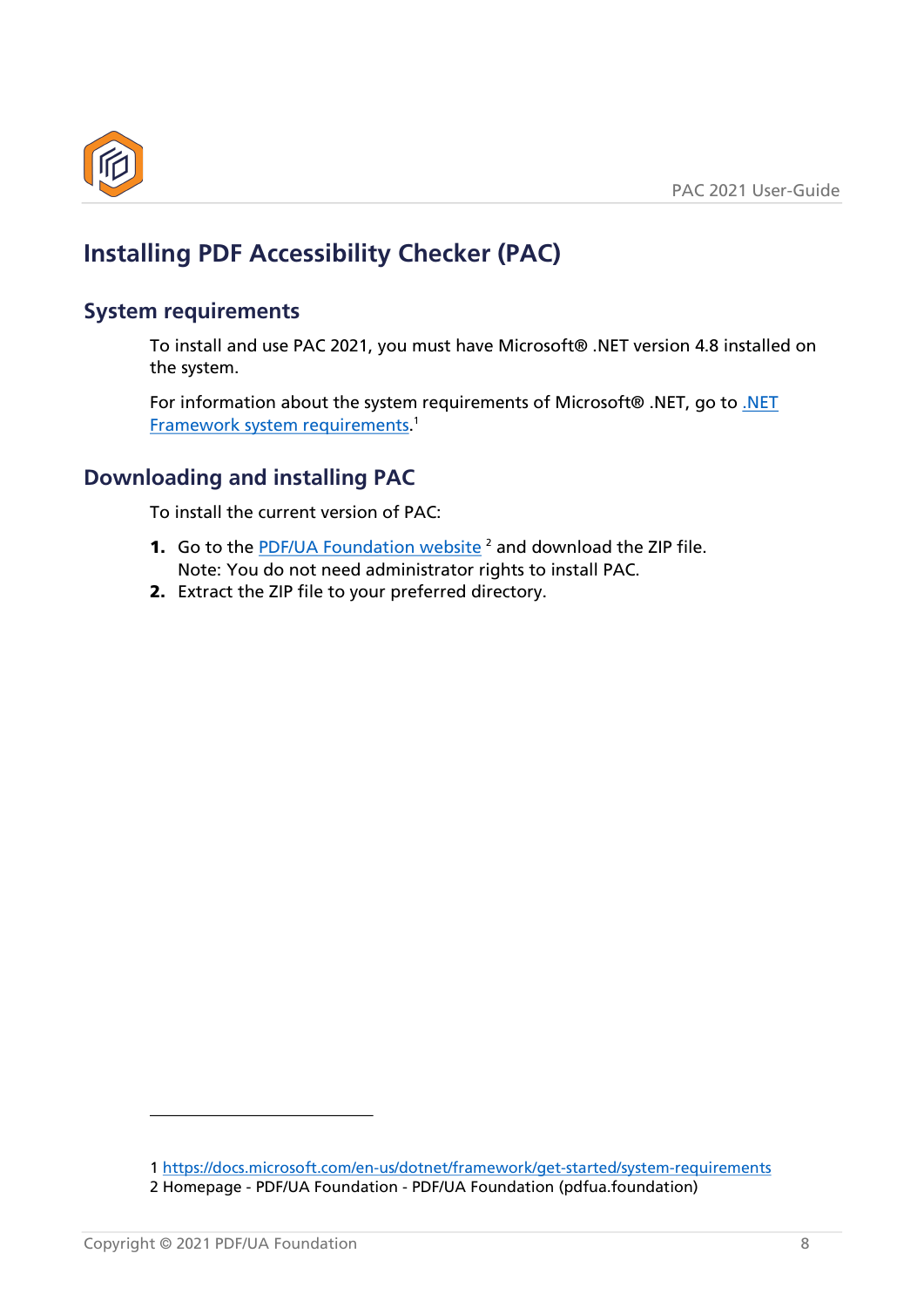# Installing PDF Accessibility Checker (PAC)

## System requirements

To install and use PAC 2021, you must have Microsoft® .NET version 4.8 installed on the system.

For information about the system requirements of Microsoft® .NET, go to .NET Framework system requirements.[1]

## Downloading and installing PAC

To install the current version of PAC:

1. Go to the PDF/UA Foundation website [2] and download the ZIP file.
   Note: You do not need administrator rights to install PAC.
2. Extract the ZIP file to your preferred directory.

---

1 https://docs.microsoft.com/en-us/dotnet/framework/get-started/system-requirements
2 Homepage - PDF/UA Foundation - PDF/UA Foundation (pdfua.foundation)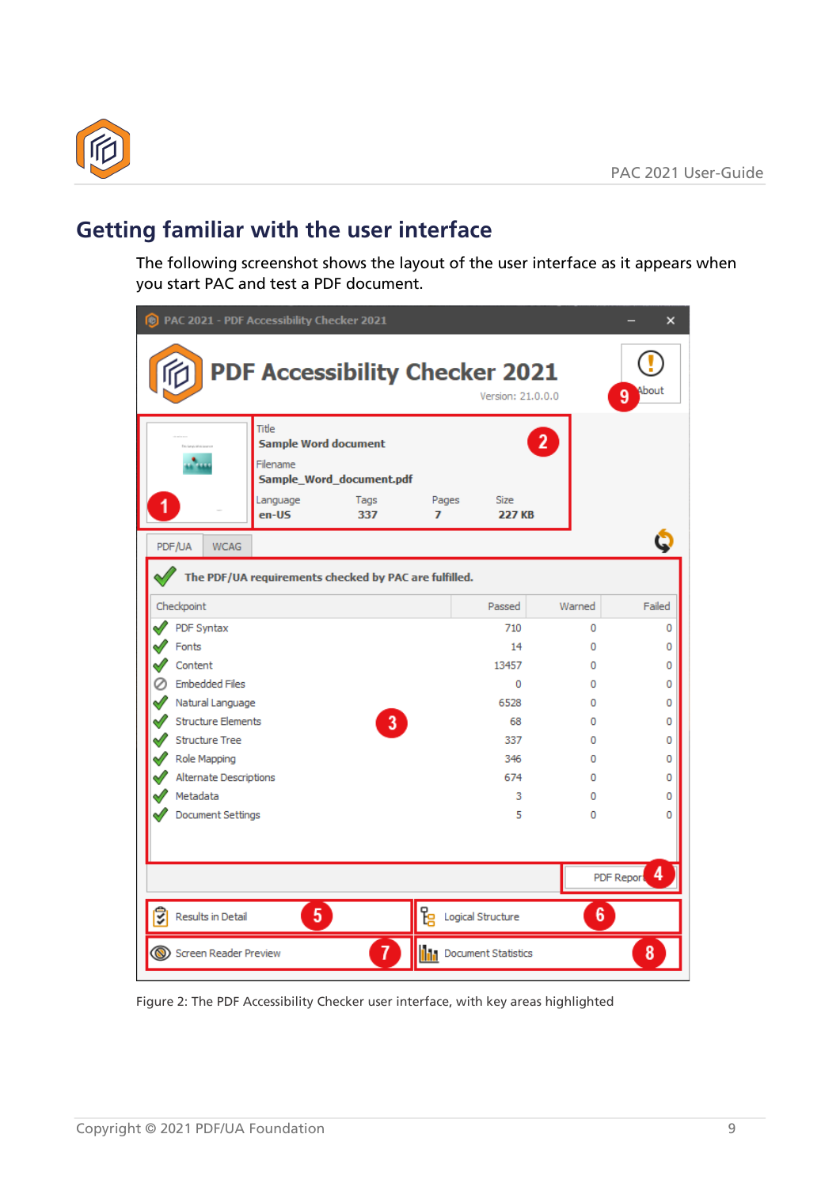## Getting familiar with the user interface

The following screenshot shows the layout of the user interface as it appears when you start PAC and test a PDF document.

Figure 2: The PDF Accessibility Checker user interface, with key areas highlighted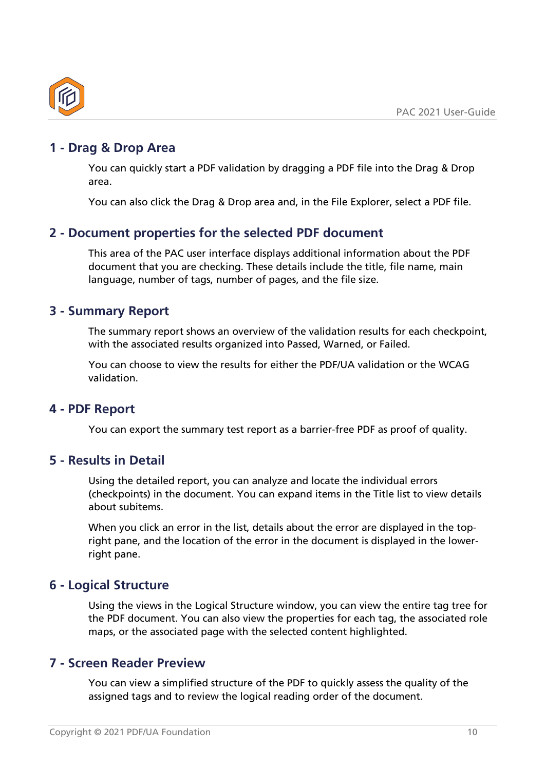## 1 - Drag & Drop Area

You can quickly start a PDF validation by dragging a PDF file into the Drag & Drop area.

You can also click the Drag & Drop area and, in the File Explorer, select a PDF file.

## 2 - Document properties for the selected PDF document

This area of the PAC user interface displays additional information about the PDF document that you are checking. These details include the title, file name, main language, number of tags, number of pages, and the file size.

## 3 - Summary Report

The summary report shows an overview of the validation results for each checkpoint, with the associated results organized into Passed, Warned, or Failed.

You can choose to view the results for either the PDF/UA validation or the WCAG validation.

## 4 - PDF Report

You can export the summary test report as a barrier-free PDF as proof of quality.

## 5 - Results in Detail

Using the detailed report, you can analyze and locate the individual errors (checkpoints) in the document. You can expand items in the Title list to view details about subitems.

When you click an error in the list, details about the error are displayed in the top-right pane, and the location of the error in the document is displayed in the lower-right pane.

## 6 - Logical Structure

Using the views in the Logical Structure window, you can view the entire tag tree for the PDF document. You can also view the properties for each tag, the associated role maps, or the associated page with the selected content highlighted.

## 7 - Screen Reader Preview

You can view a simplified structure of the PDF to quickly assess the quality of the assigned tags and to review the logical reading order of the document.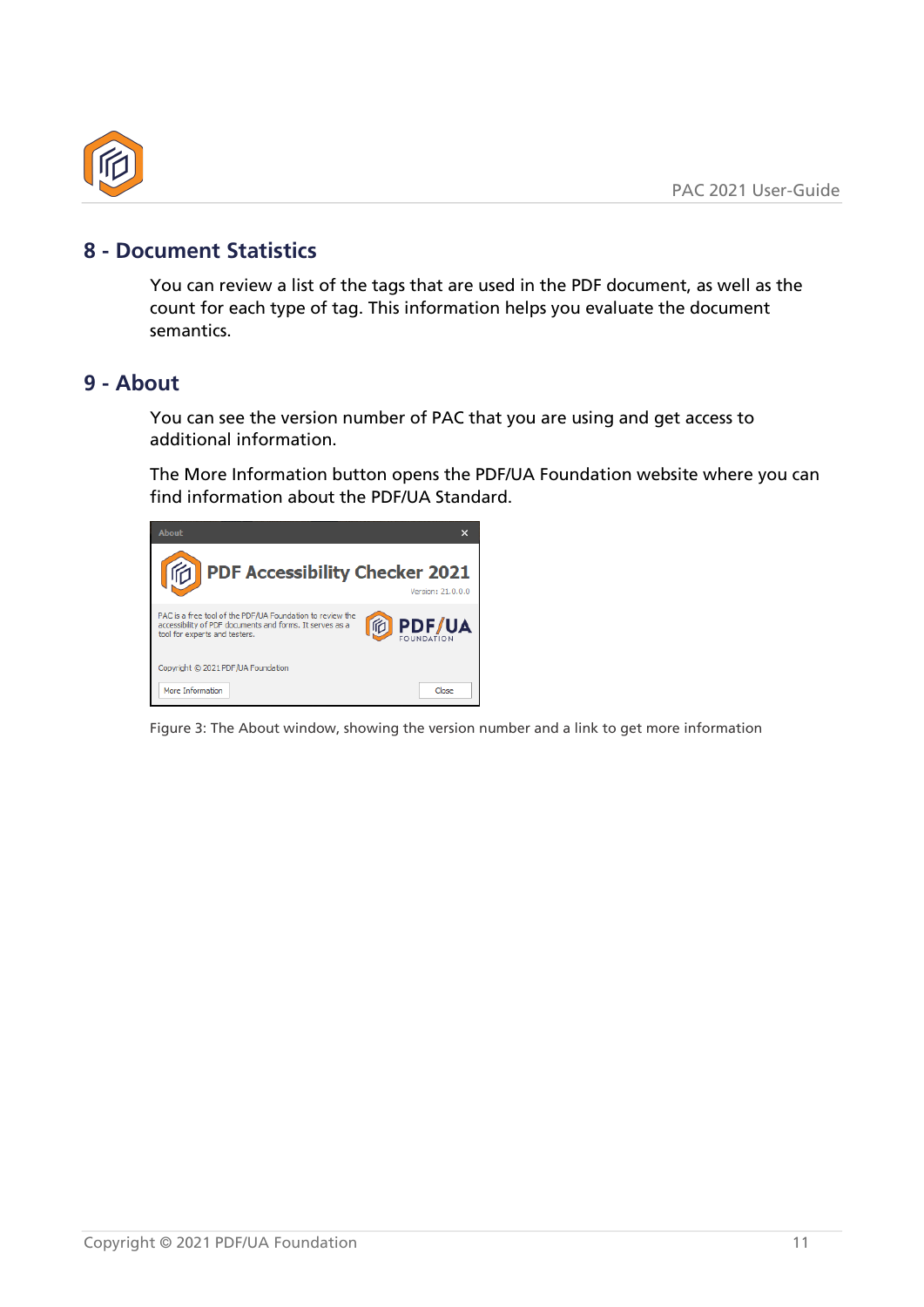## 8 - Document Statistics

You can review a list of the tags that are used in the PDF document, as well as the count for each type of tag. This information helps you evaluate the document semantics.

## 9 - About

You can see the version number of PAC that you are using and get access to additional information.

The More Information button opens the PDF/UA Foundation website where you can find information about the PDF/UA Standard.

Figure 3: The About window, showing the version number and a link to get more information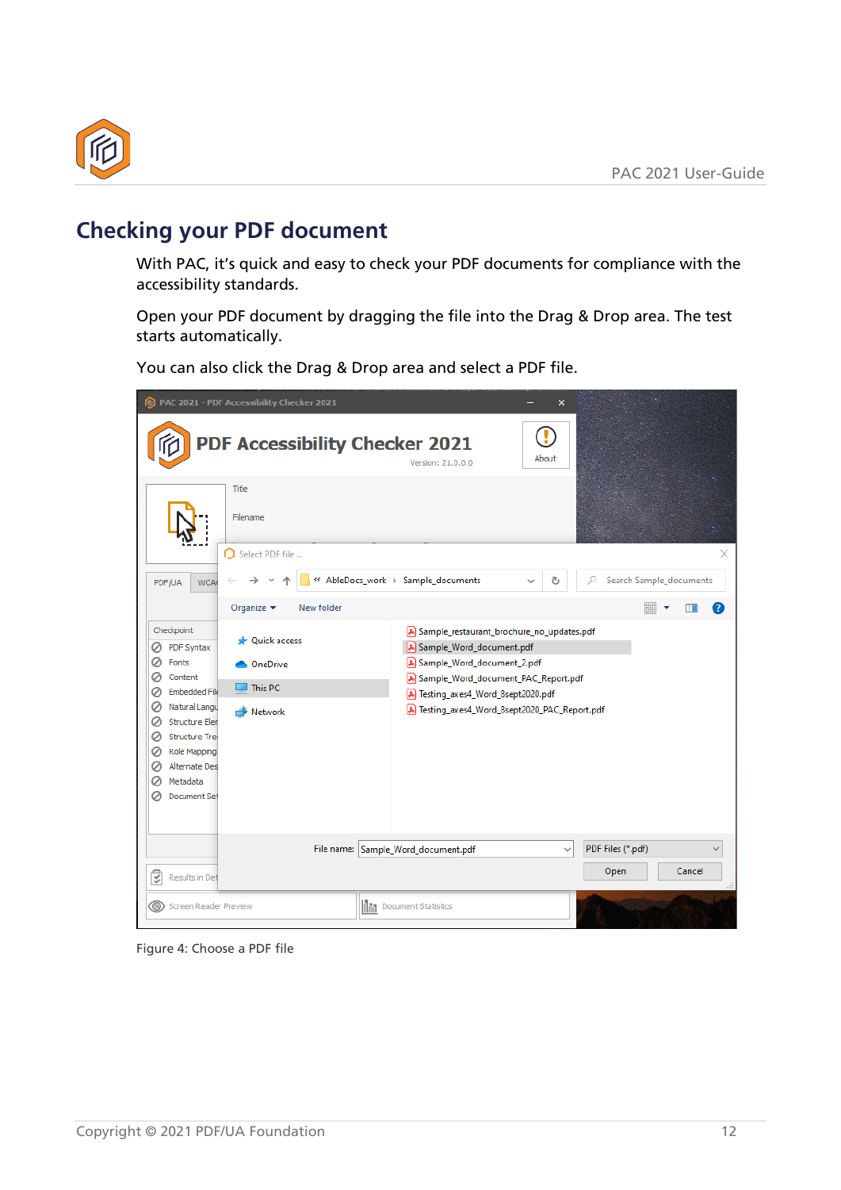# Checking your PDF document

With PAC, it's quick and easy to check your PDF documents for compliance with the accessibility standards.

Open your PDF document by dragging the file into the Drag & Drop area. The test starts automatically.

You can also click the Drag & Drop area and select a PDF file.

Figure 4: Choose a PDF file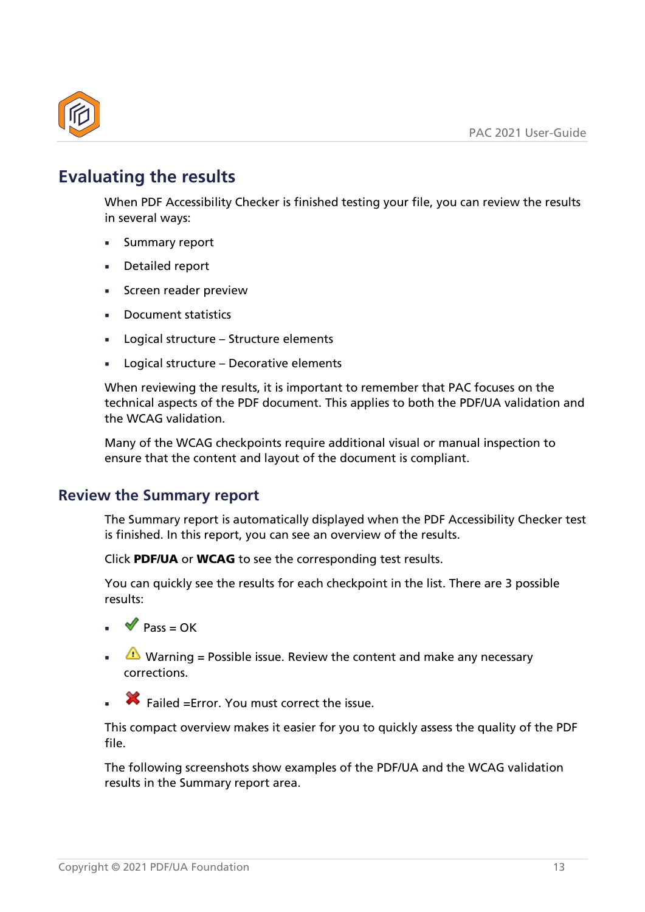# Evaluating the results

When PDF Accessibility Checker is finished testing your file, you can review the results in several ways:

- Summary report
- Detailed report
- Screen reader preview
- Document statistics
- Logical structure – Structure elements
- Logical structure – Decorative elements

When reviewing the results, it is important to remember that PAC focuses on the technical aspects of the PDF document. This applies to both the PDF/UA validation and the WCAG validation.

Many of the WCAG checkpoints require additional visual or manual inspection to ensure that the content and layout of the document is compliant.

## Review the Summary report

The Summary report is automatically displayed when the PDF Accessibility Checker test is finished. In this report, you can see an overview of the results.

Click **PDF/UA** or **WCAG** to see the corresponding test results.

You can quickly see the results for each checkpoint in the list. There are 3 possible results:

- ✔ Pass = OK
- ⚠ Warning = Possible issue. Review the content and make any necessary corrections.
- ✖ Failed =Error. You must correct the issue.

This compact overview makes it easier for you to quickly assess the quality of the PDF file.

The following screenshots show examples of the PDF/UA and the WCAG validation results in the Summary report area.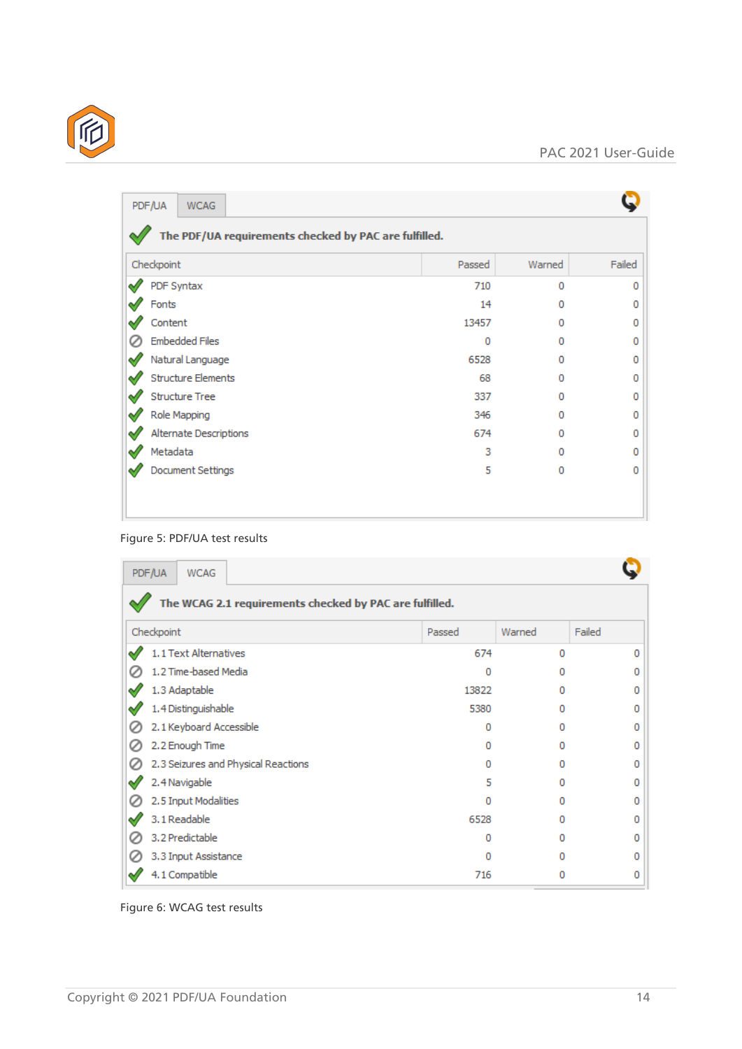PDF/UA | WCAG

**The PDF/UA requirements checked by PAC are fulfilled.**

| Checkpoint | Passed | Warned | Failed |
|---|---|---|---|
| PDF Syntax | 710 | 0 | 0 |
| Fonts | 14 | 0 | 0 |
| Content | 13457 | 0 | 0 |
| Embedded Files | 0 | 0 | 0 |
| Natural Language | 6528 | 0 | 0 |
| Structure Elements | 68 | 0 | 0 |
| Structure Tree | 337 | 0 | 0 |
| Role Mapping | 346 | 0 | 0 |
| Alternate Descriptions | 674 | 0 | 0 |
| Metadata | 3 | 0 | 0 |
| Document Settings | 5 | 0 | 0 |

Figure 5: PDF/UA test results

PDF/UA | WCAG

**The WCAG 2.1 requirements checked by PAC are fulfilled.**

| Checkpoint | Passed | Warned | Failed |
|---|---|---|---|
| 1.1 Text Alternatives | 674 | 0 | 0 |
| 1.2 Time-based Media | 0 | 0 | 0 |
| 1.3 Adaptable | 13822 | 0 | 0 |
| 1.4 Distinguishable | 5380 | 0 | 0 |
| 2.1 Keyboard Accessible | 0 | 0 | 0 |
| 2.2 Enough Time | 0 | 0 | 0 |
| 2.3 Seizures and Physical Reactions | 0 | 0 | 0 |
| 2.4 Navigable | 5 | 0 | 0 |
| 2.5 Input Modalities | 0 | 0 | 0 |
| 3.1 Readable | 6528 | 0 | 0 |
| 3.2 Predictable | 0 | 0 | 0 |
| 3.3 Input Assistance | 0 | 0 | 0 |
| 4.1 Compatible | 716 | 0 | 0 |

Figure 6: WCAG test results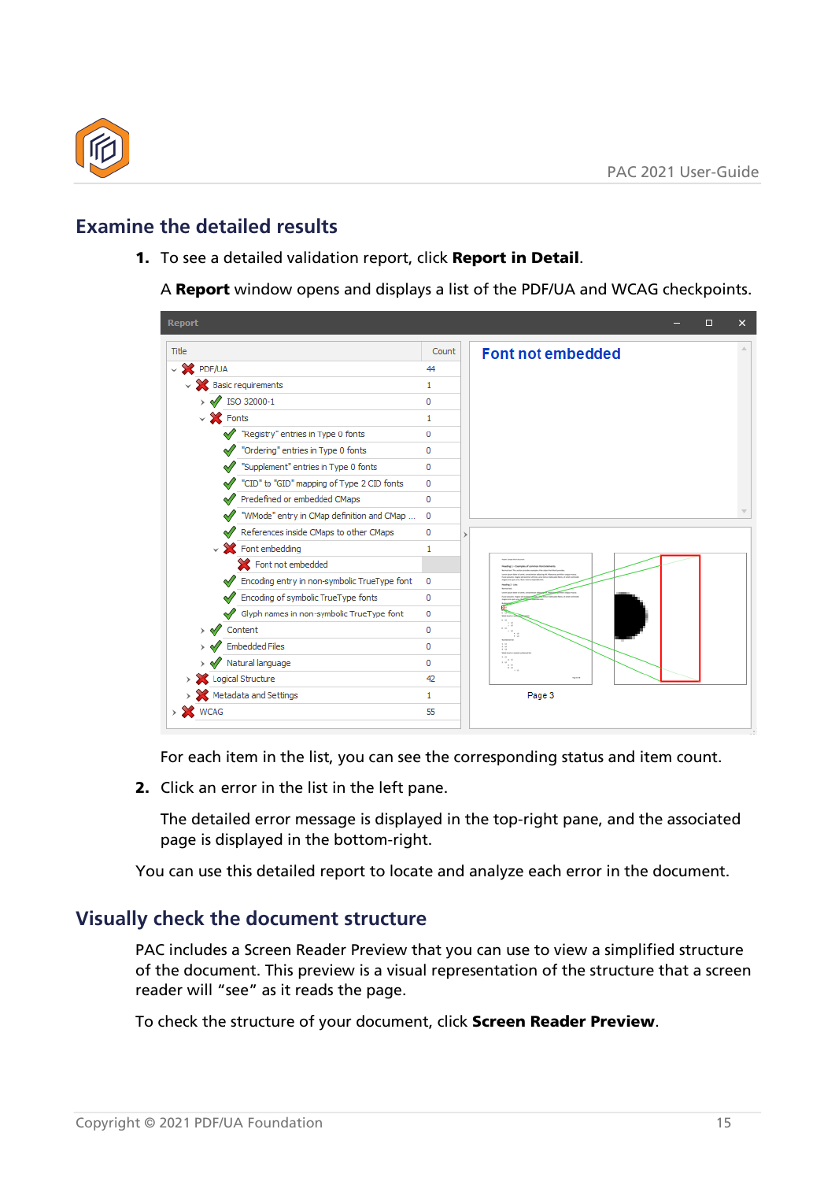## Examine the detailed results

1. To see a detailed validation report, click **Report in Detail**.

   A **Report** window opens and displays a list of the PDF/UA and WCAG checkpoints.

   For each item in the list, you can see the corresponding status and item count.

2. Click an error in the list in the left pane.

   The detailed error message is displayed in the top-right pane, and the associated page is displayed in the bottom-right.

You can use this detailed report to locate and analyze each error in the document.

## Visually check the document structure

PAC includes a Screen Reader Preview that you can use to view a simplified structure of the document. This preview is a visual representation of the structure that a screen reader will “see” as it reads the page.

To check the structure of your document, click **Screen Reader Preview**.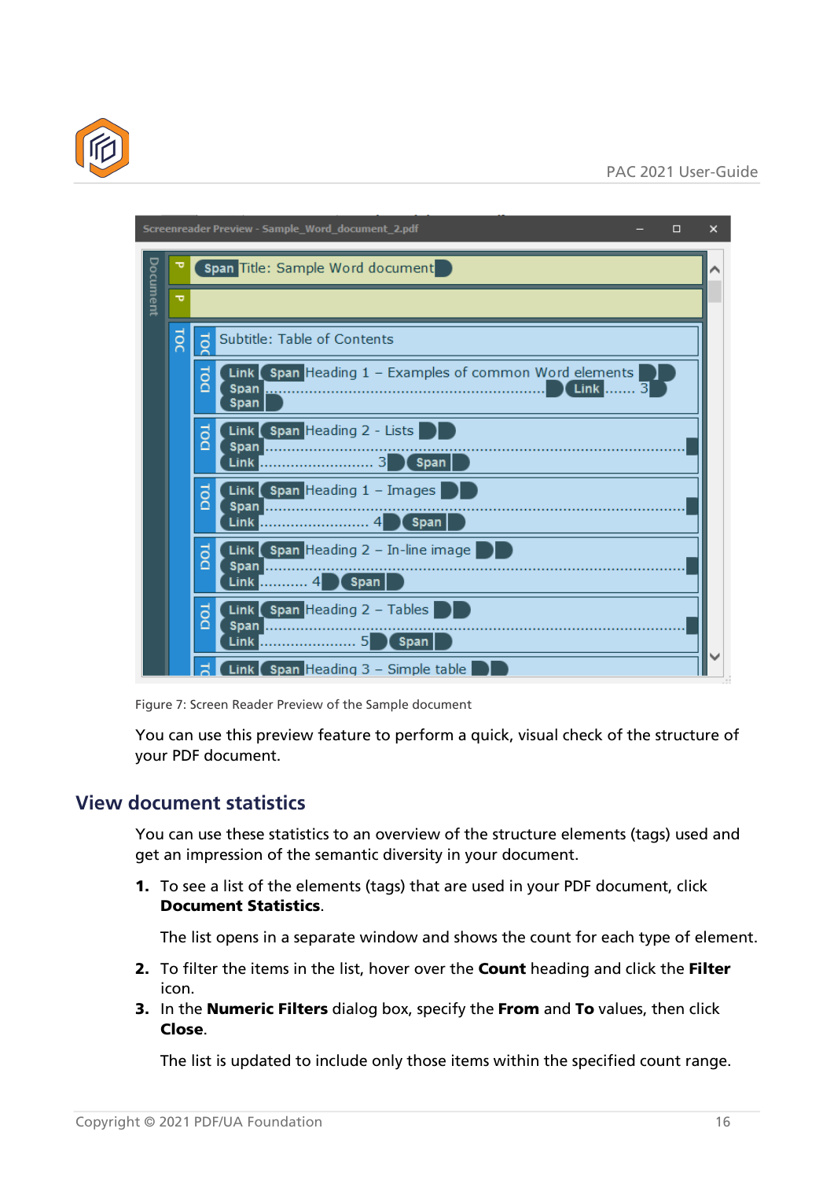Figure 7: Screen Reader Preview of the Sample document

You can use this preview feature to perform a quick, visual check of the structure of your PDF document.

## View document statistics

You can use these statistics to an overview of the structure elements (tags) used and get an impression of the semantic diversity in your document.

1. To see a list of the elements (tags) that are used in your PDF document, click **Document Statistics**.

   The list opens in a separate window and shows the count for each type of element.

2. To filter the items in the list, hover over the **Count** heading and click the **Filter** icon.
3. In the **Numeric Filters** dialog box, specify the **From** and **To** values, then click **Close**.

   The list is updated to include only those items within the specified count range.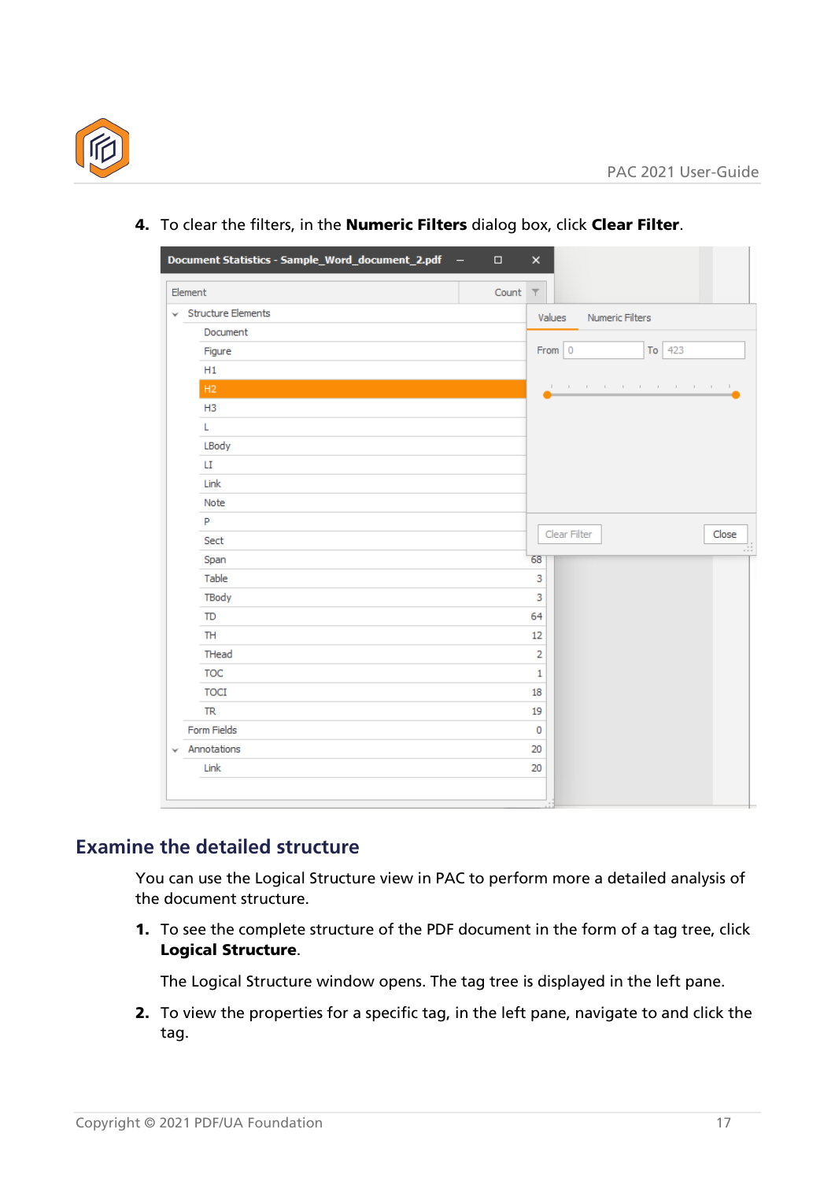4. To clear the filters, in the **Numeric Filters** dialog box, click **Clear Filter**.

## Examine the detailed structure

You can use the Logical Structure view in PAC to perform more a detailed analysis of the document structure.

1. To see the complete structure of the PDF document in the form of a tag tree, click **Logical Structure**.

   The Logical Structure window opens. The tag tree is displayed in the left pane.

2. To view the properties for a specific tag, in the left pane, navigate to and click the tag.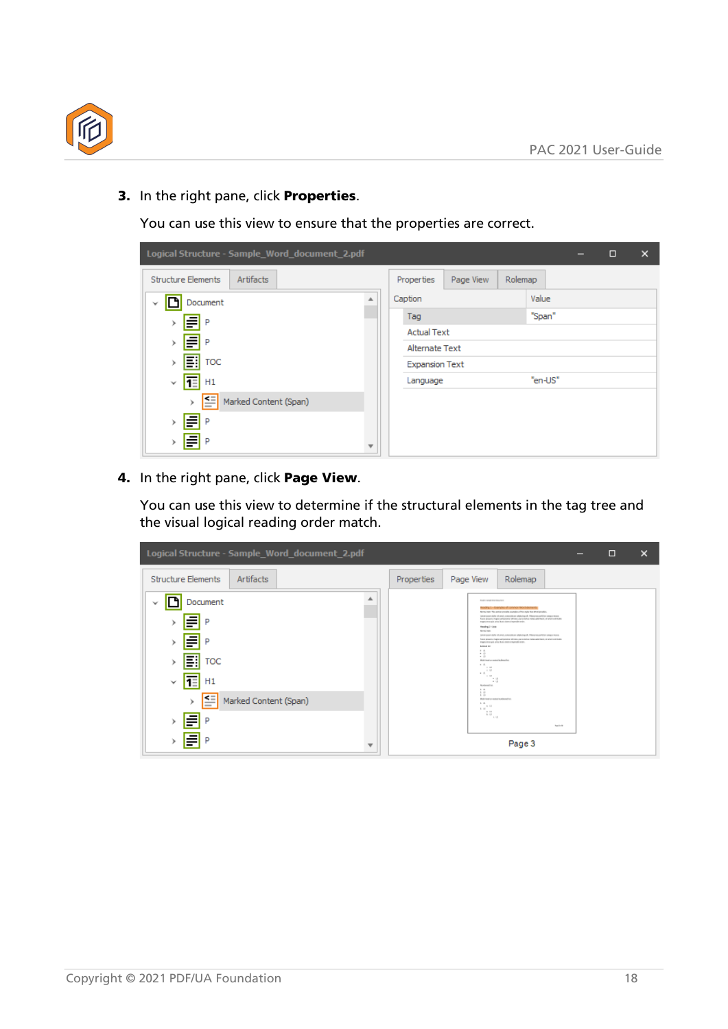3. In the right pane, click **Properties**.

   You can use this view to ensure that the properties are correct.

4. In the right pane, click **Page View**.

   You can use this view to determine if the structural elements in the tag tree and the visual logical reading order match.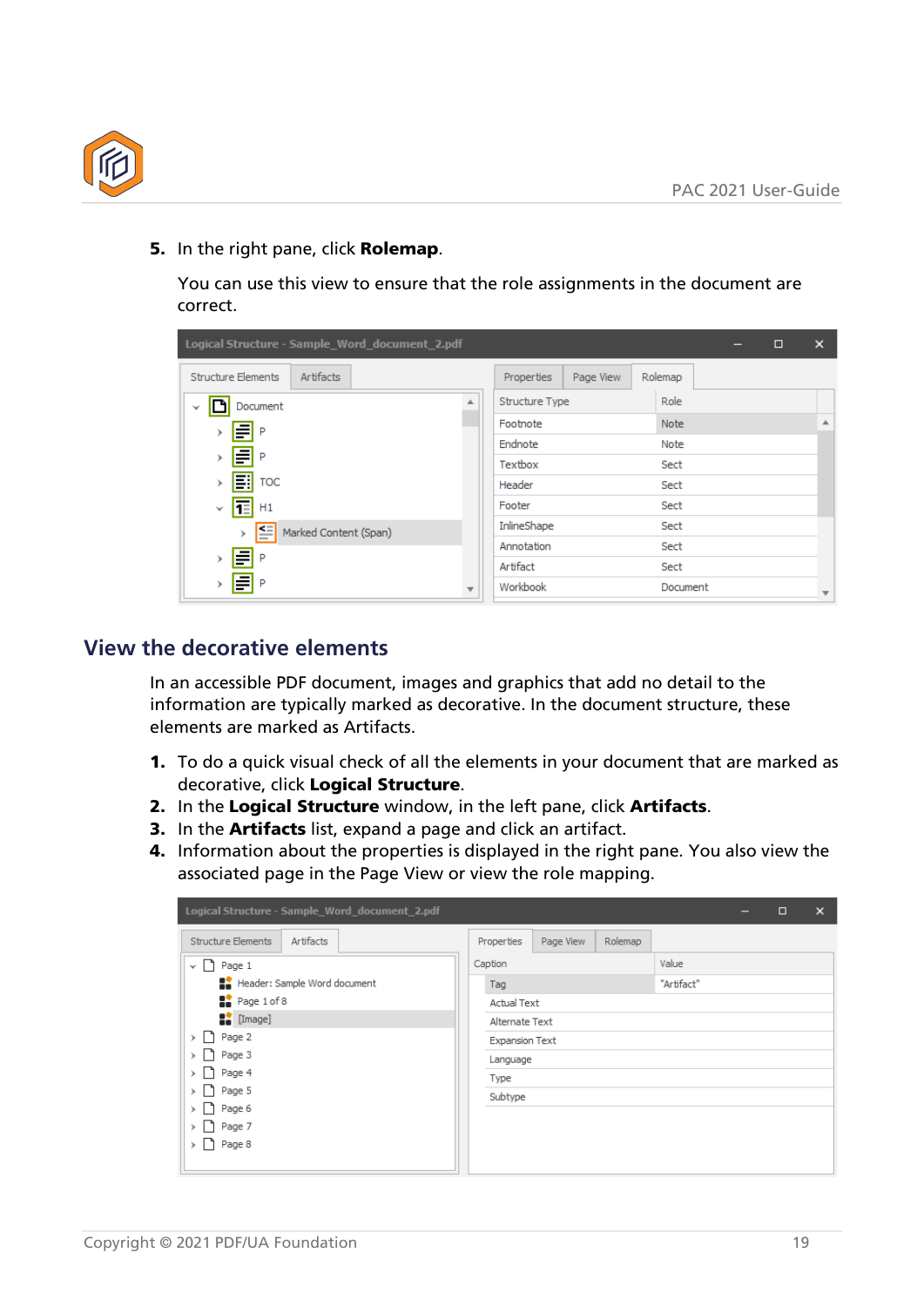5. In the right pane, click **Rolemap**.

   You can use this view to ensure that the role assignments in the document are correct.

## View the decorative elements

In an accessible PDF document, images and graphics that add no detail to the information are typically marked as decorative. In the document structure, these elements are marked as Artifacts.

1. To do a quick visual check of all the elements in your document that are marked as decorative, click **Logical Structure**.
2. In the **Logical Structure** window, in the left pane, click **Artifacts**.
3. In the **Artifacts** list, expand a page and click an artifact.
4. Information about the properties is displayed in the right pane. You also view the associated page in the Page View or view the role mapping.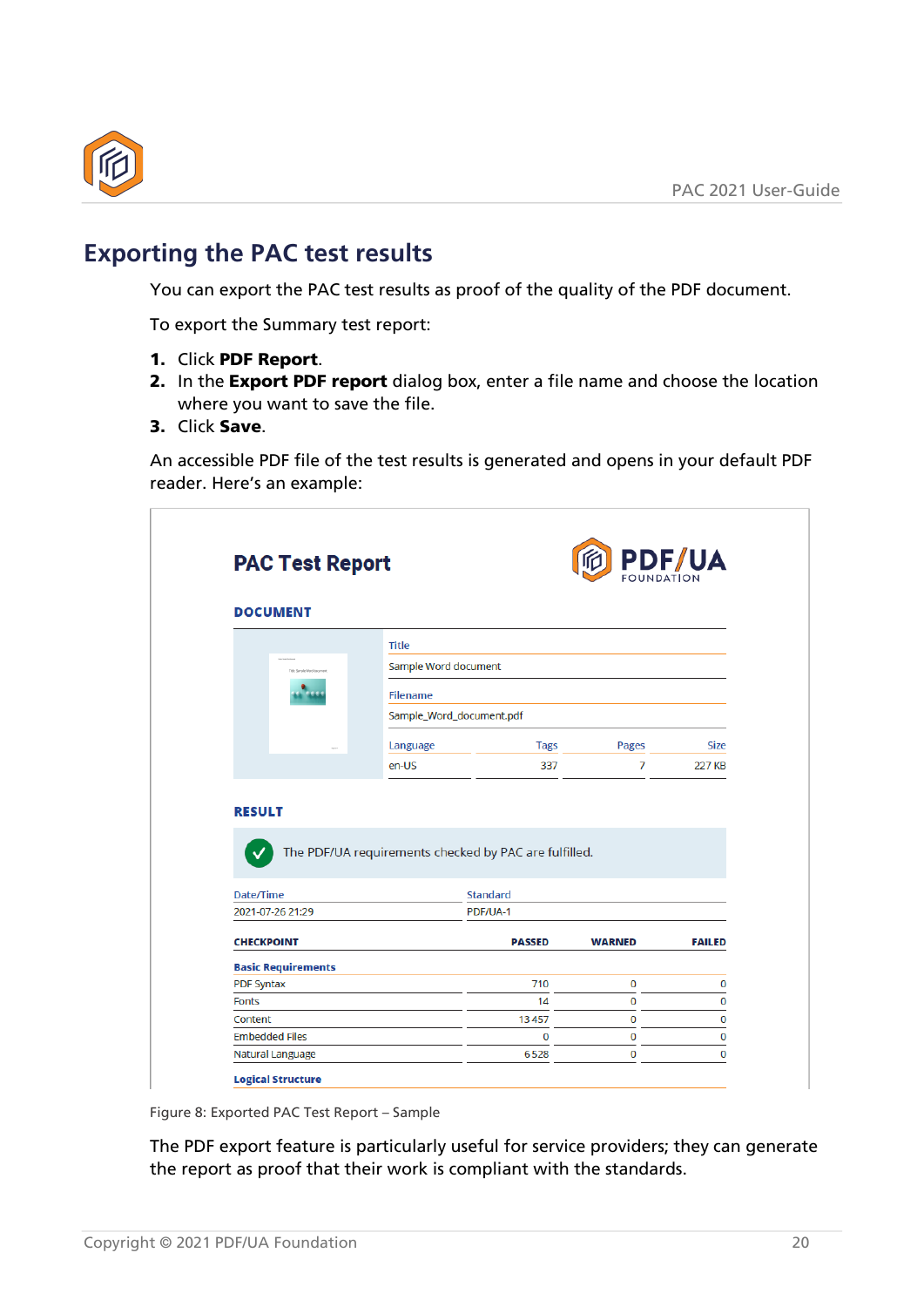## Exporting the PAC test results

You can export the PAC test results as proof of the quality of the PDF document.

To export the Summary test report:

1. Click **PDF Report**.
2. In the **Export PDF report** dialog box, enter a file name and choose the location where you want to save the file.
3. Click **Save**.

An accessible PDF file of the test results is generated and opens in your default PDF reader. Here's an example:

# PAC Test Report

PDF/UA FOUNDATION

### DOCUMENT

| Title | | | |
|---|---|---|---|
| Sample Word document | | | |
| **Filename** | | | |
| Sample_Word_document.pdf | | | |
| **Language** | **Tags** | **Pages** | **Size** |
| en-US | 337 | 7 | 227 KB |

### RESULT

✓ The PDF/UA requirements checked by PAC are fulfilled.

| Date/Time | Standard |
|---|---|
| 2021-07-26 21:29 | PDF/UA-1 |

| CHECKPOINT | PASSED | WARNED | FAILED |
|---|---|---|---|
| **Basic Requirements** | | | |
| PDF Syntax | 710 | 0 | 0 |
| Fonts | 14 | 0 | 0 |
| Content | 13 457 | 0 | 0 |
| Embedded Files | 0 | 0 | 0 |
| Natural Language | 6 528 | 0 | 0 |
| **Logical Structure** | | | |

Figure 8: Exported PAC Test Report – Sample

The PDF export feature is particularly useful for service providers; they can generate the report as proof that their work is compliant with the standards.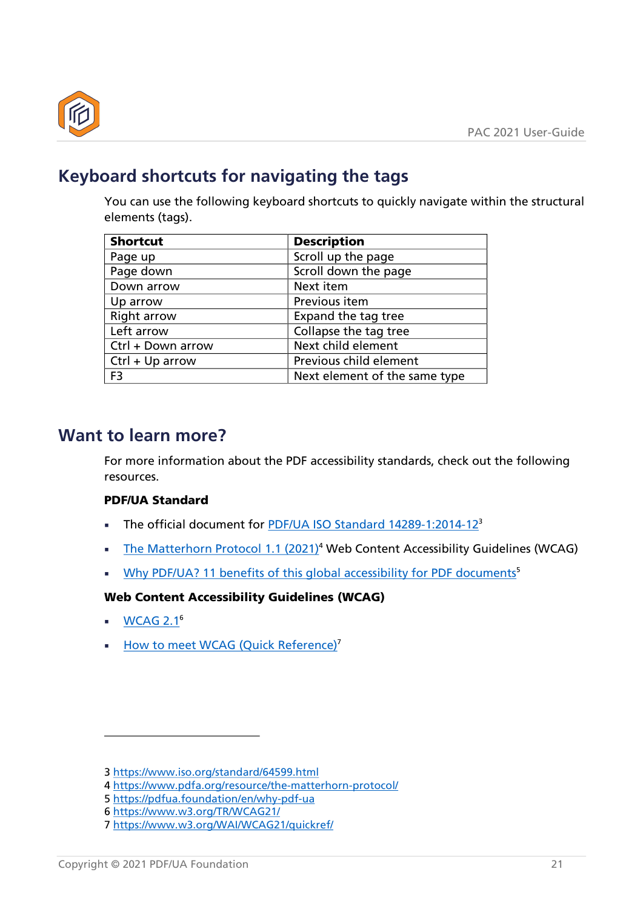## Keyboard shortcuts for navigating the tags

You can use the following keyboard shortcuts to quickly navigate within the structural elements (tags).

| Shortcut | Description |
|---|---|
| Page up | Scroll up the page |
| Page down | Scroll down the page |
| Down arrow | Next item |
| Up arrow | Previous item |
| Right arrow | Expand the tag tree |
| Left arrow | Collapse the tag tree |
| Ctrl + Down arrow | Next child element |
| Ctrl + Up arrow | Previous child element |
| F3 | Next element of the same type |

## Want to learn more?

For more information about the PDF accessibility standards, check out the following resources.

**PDF/UA Standard**

- The official document for PDF/UA ISO Standard 14289-1:2014-12[3]
- The Matterhorn Protocol 1.1 (2021)[4] Web Content Accessibility Guidelines (WCAG)
- Why PDF/UA? 11 benefits of this global accessibility for PDF documents[5]

**Web Content Accessibility Guidelines (WCAG)**

- WCAG 2.1[6]
- How to meet WCAG (Quick Reference)[7]

---

3 https://www.iso.org/standard/64599.html
4 https://www.pdfa.org/resource/the-matterhorn-protocol/
5 https://pdfua.foundation/en/why-pdf-ua
6 https://www.w3.org/TR/WCAG21/
7 https://www.w3.org/WAI/WCAG21/quickref/